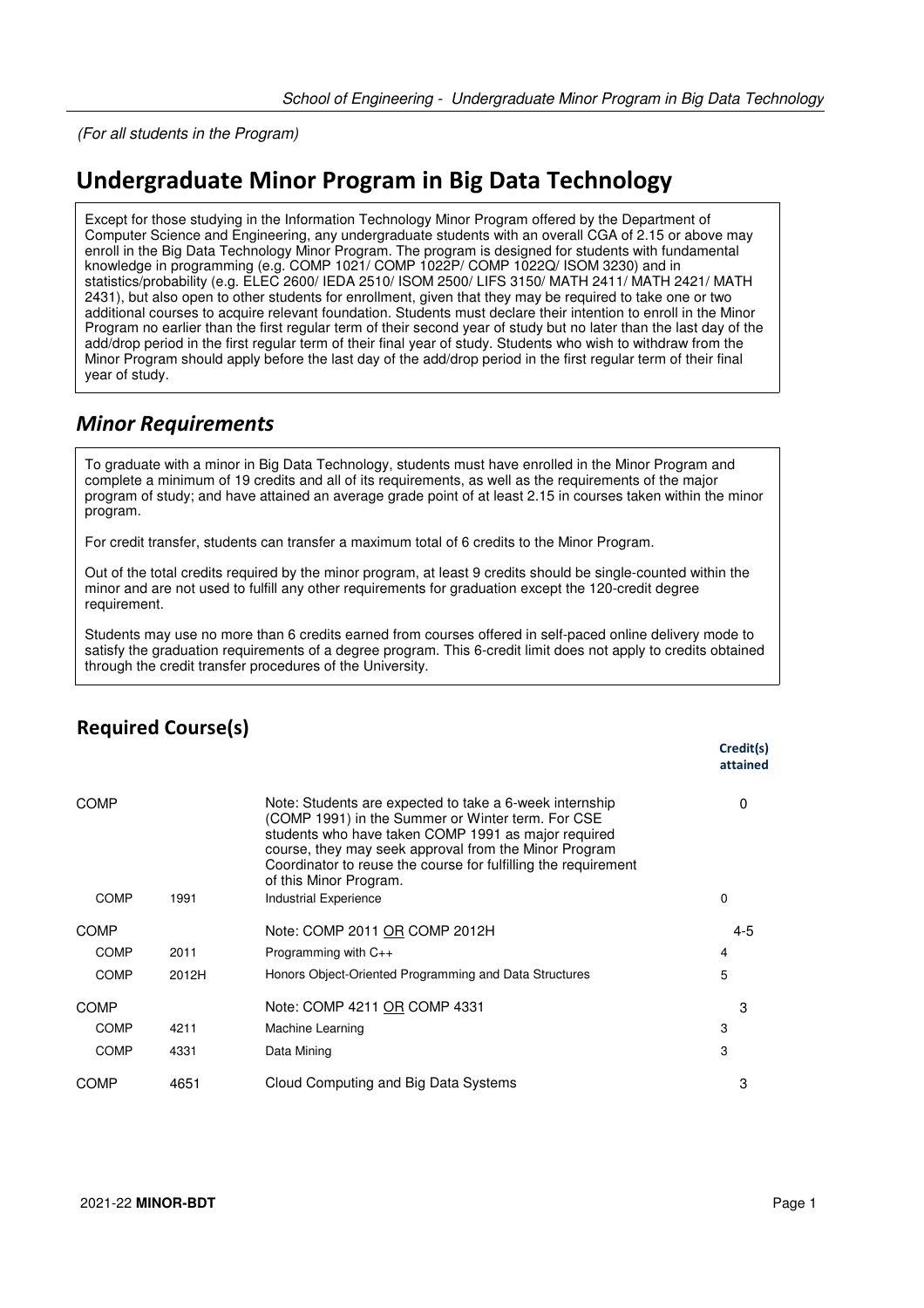(For all students in the Program)

# Undergraduate Minor Program in Big Data Technology

Except for those studying in the Information Technology Minor Program offered by the Department of Computer Science and Engineering, any undergraduate students with an overall CGA of 2.15 or above may enroll in the Big Data Technology Minor Program. The program is designed for students with fundamental knowledge in programming (e.g. COMP 1021/ COMP 1022P/ COMP 1022Q/ ISOM 3230) and in statistics/probability (e.g. ELEC 2600/ IEDA 2510/ ISOM 2500/ LIFS 3150/ MATH 2411/ MATH 2421/ MATH 2431), but also open to other students for enrollment, given that they may be required to take one or two additional courses to acquire relevant foundation. Students must declare their intention to enroll in the Minor Program no earlier than the first regular term of their second year of study but no later than the last day of the add/drop period in the first regular term of their final year of study. Students who wish to withdraw from the Minor Program should apply before the last day of the add/drop period in the first regular term of their final year of study.

## Minor Requirements

To graduate with a minor in Big Data Technology, students must have enrolled in the Minor Program and complete a minimum of 19 credits and all of its requirements, as well as the requirements of the major program of study; and have attained an average grade point of at least 2.15 in courses taken within the minor program.

For credit transfer, students can transfer a maximum total of 6 credits to the Minor Program.

Out of the total credits required by the minor program, at least 9 credits should be single-counted within the minor and are not used to fulfill any other requirements for graduation except the 120-credit degree requirement.

Students may use no more than 6 credits earned from courses offered in self-paced online delivery mode to satisfy the graduation requirements of a degree program. This 6-credit limit does not apply to credits obtained through the credit transfer procedures of the University.

### Required Course(s)

| | | | Credit(s) attained |
|---|---|---|---|
| COMP | | Note: Students are expected to take a 6-week internship (COMP 1991) in the Summer or Winter term. For CSE students who have taken COMP 1991 as major required course, they may seek approval from the Minor Program Coordinator to reuse the course for fulfilling the requirement of this Minor Program. | 0 |
| COMP | 1991 | Industrial Experience | 0 |
| COMP | | Note: COMP 2011 OR COMP 2012H | 4-5 |
| COMP | 2011 | Programming with C++ | 4 |
| COMP | 2012H | Honors Object-Oriented Programming and Data Structures | 5 |
| COMP | | Note: COMP 4211 OR COMP 4331 | 3 |
| COMP | 4211 | Machine Learning | 3 |
| COMP | 4331 | Data Mining | 3 |
| COMP | 4651 | Cloud Computing and Big Data Systems | 3 |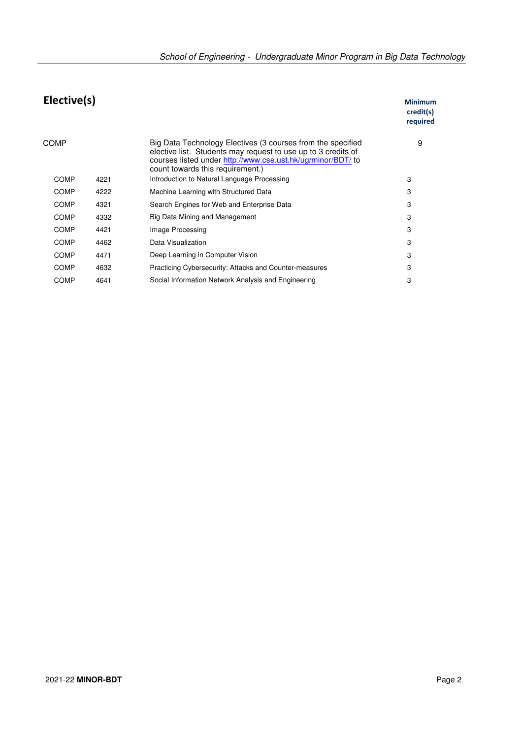## Elective(s)

| | | | Minimum credit(s) required |
|---|---|---|---|
| COMP | | Big Data Technology Electives (3 courses from the specified elective list. Students may request to use up to 3 credits of courses listed under http://www.cse.ust.hk/ug/minor/BDT/ to count towards this requirement.) | 9 |
| COMP | 4221 | Introduction to Natural Language Processing | 3 |
| COMP | 4222 | Machine Learning with Structured Data | 3 |
| COMP | 4321 | Search Engines for Web and Enterprise Data | 3 |
| COMP | 4332 | Big Data Mining and Management | 3 |
| COMP | 4421 | Image Processing | 3 |
| COMP | 4462 | Data Visualization | 3 |
| COMP | 4471 | Deep Learning in Computer Vision | 3 |
| COMP | 4632 | Practicing Cybersecurity: Attacks and Counter-measures | 3 |
| COMP | 4641 | Social Information Network Analysis and Engineering | 3 |